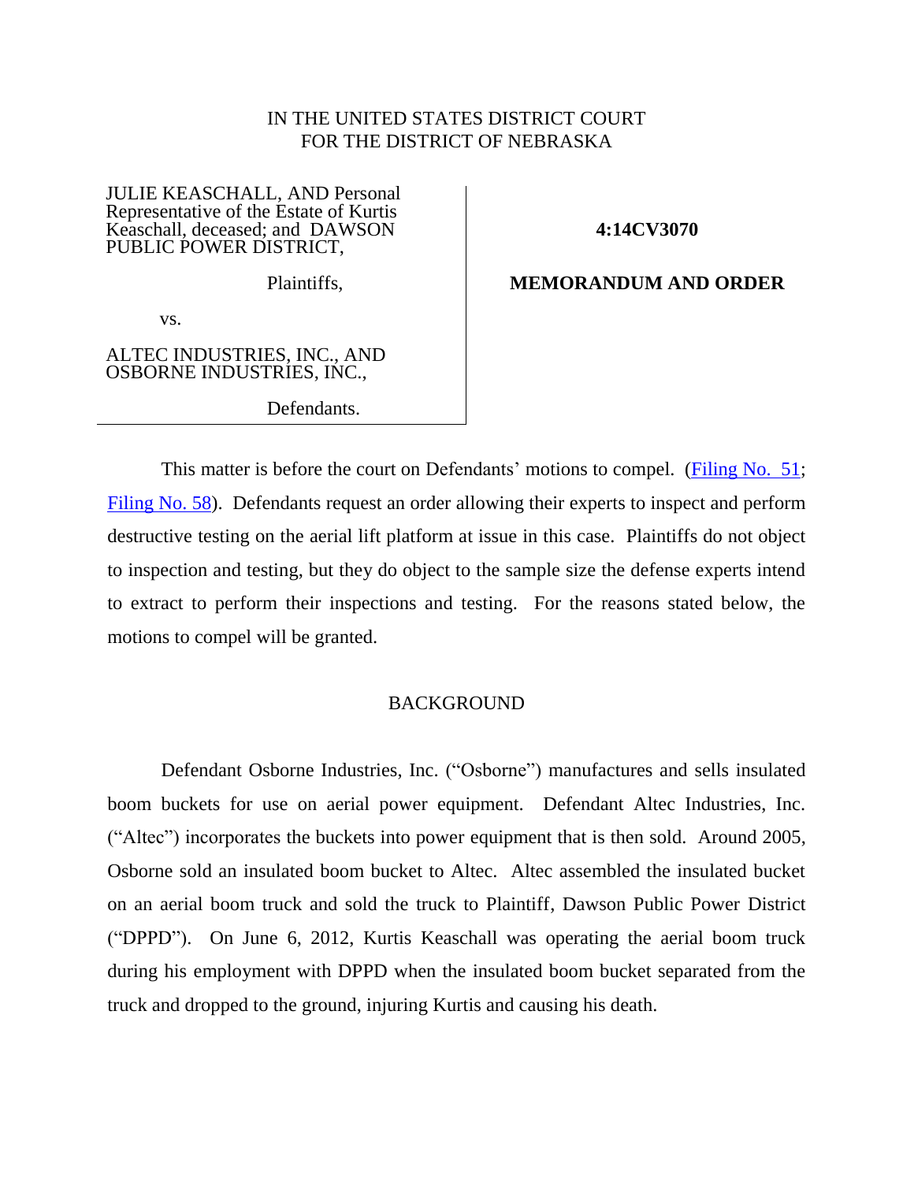IN THE UNITED STATES DISTRICT COURT
FOR THE DISTRICT OF NEBRASKA

| | |
|---|---|
| JULIE KEASCHALL, AND Personal Representative of the Estate of Kurtis Keaschall, deceased; and DAWSON PUBLIC POWER DISTRICT, | **4:14CV3070** |
| Plaintiffs, | **MEMORANDUM AND ORDER** |
| vs. | |
| ALTEC INDUSTRIES, INC., AND OSBORNE INDUSTRIES, INC., | |
| Defendants. | |

This matter is before the court on Defendants' motions to compel. (Filing No. 51; Filing No. 58). Defendants request an order allowing their experts to inspect and perform destructive testing on the aerial lift platform at issue in this case. Plaintiffs do not object to inspection and testing, but they do object to the sample size the defense experts intend to extract to perform their inspections and testing. For the reasons stated below, the motions to compel will be granted.

## BACKGROUND

Defendant Osborne Industries, Inc. ("Osborne") manufactures and sells insulated boom buckets for use on aerial power equipment. Defendant Altec Industries, Inc. ("Altec") incorporates the buckets into power equipment that is then sold. Around 2005, Osborne sold an insulated boom bucket to Altec. Altec assembled the insulated bucket on an aerial boom truck and sold the truck to Plaintiff, Dawson Public Power District ("DPPD"). On June 6, 2012, Kurtis Keaschall was operating the aerial boom truck during his employment with DPPD when the insulated boom bucket separated from the truck and dropped to the ground, injuring Kurtis and causing his death.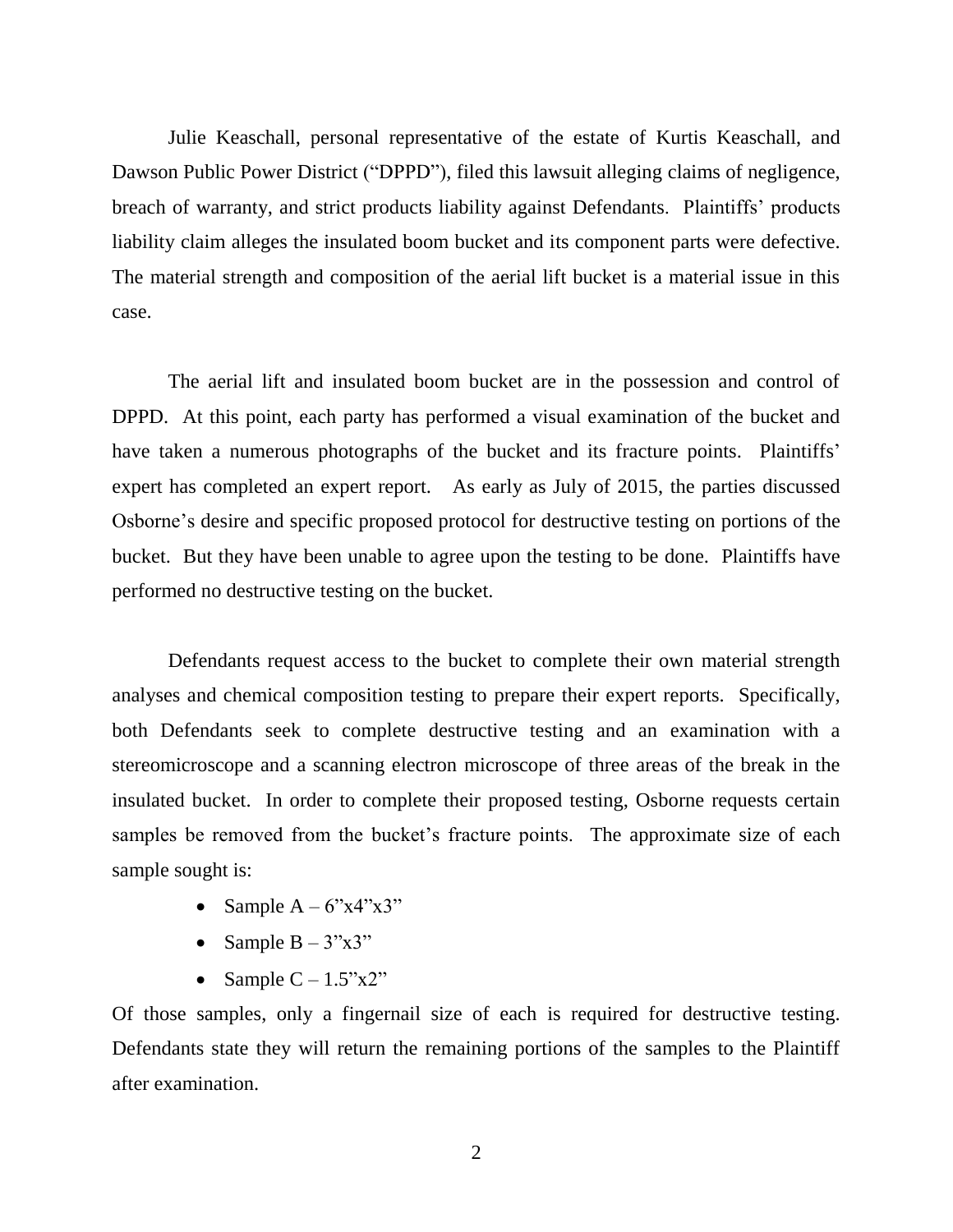Julie Keaschall, personal representative of the estate of Kurtis Keaschall, and Dawson Public Power District ("DPPD"), filed this lawsuit alleging claims of negligence, breach of warranty, and strict products liability against Defendants. Plaintiffs' products liability claim alleges the insulated boom bucket and its component parts were defective. The material strength and composition of the aerial lift bucket is a material issue in this case.

The aerial lift and insulated boom bucket are in the possession and control of DPPD. At this point, each party has performed a visual examination of the bucket and have taken a numerous photographs of the bucket and its fracture points. Plaintiffs' expert has completed an expert report. As early as July of 2015, the parties discussed Osborne's desire and specific proposed protocol for destructive testing on portions of the bucket. But they have been unable to agree upon the testing to be done. Plaintiffs have performed no destructive testing on the bucket.

Defendants request access to the bucket to complete their own material strength analyses and chemical composition testing to prepare their expert reports. Specifically, both Defendants seek to complete destructive testing and an examination with a stereomicroscope and a scanning electron microscope of three areas of the break in the insulated bucket. In order to complete their proposed testing, Osborne requests certain samples be removed from the bucket's fracture points. The approximate size of each sample sought is:

- Sample A – 6"x4"x3"
- Sample B – 3"x3"
- Sample C – 1.5"x2"

Of those samples, only a fingernail size of each is required for destructive testing. Defendants state they will return the remaining portions of the samples to the Plaintiff after examination.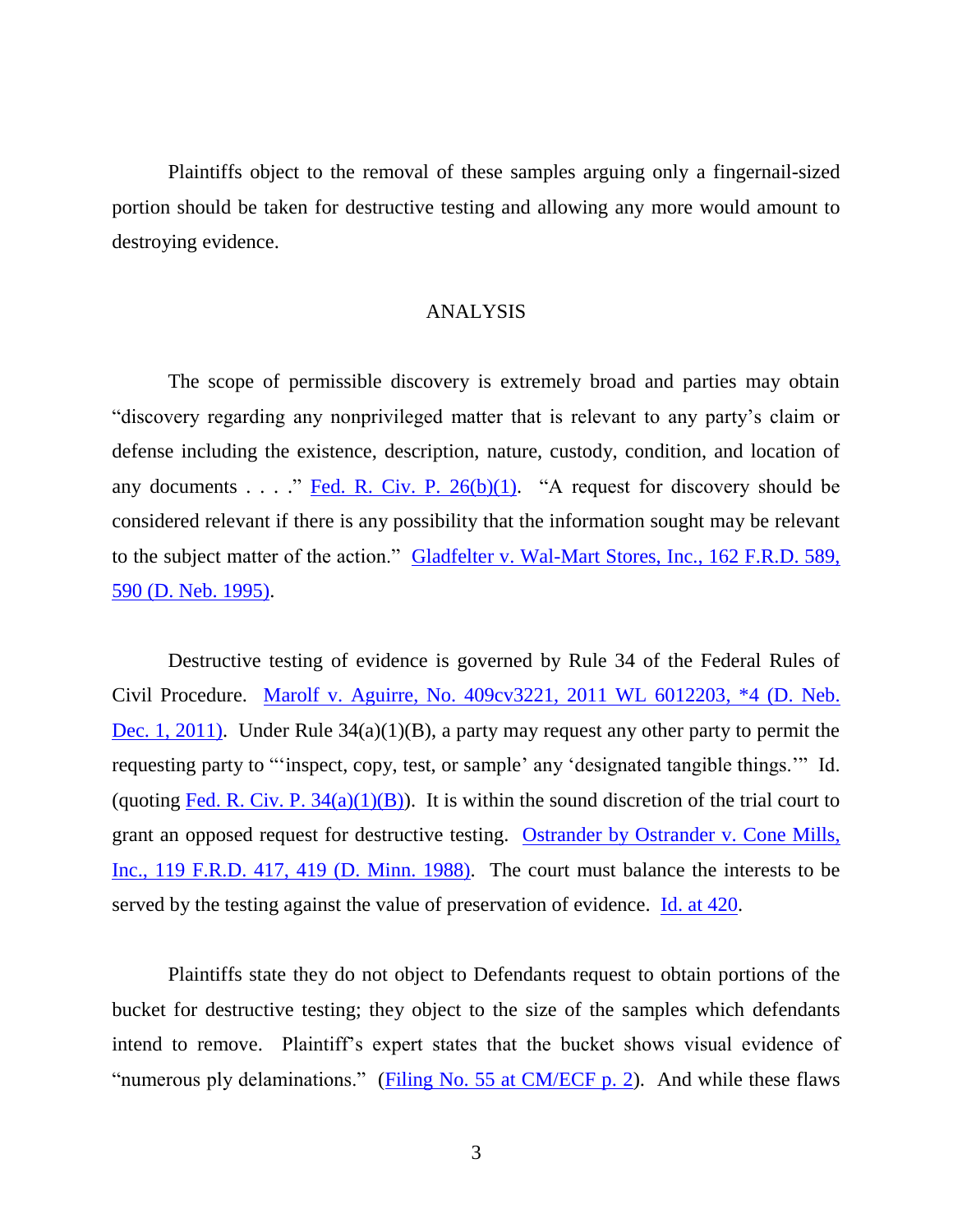Plaintiffs object to the removal of these samples arguing only a fingernail-sized portion should be taken for destructive testing and allowing any more would amount to destroying evidence.

## ANALYSIS

The scope of permissible discovery is extremely broad and parties may obtain "discovery regarding any nonprivileged matter that is relevant to any party's claim or defense including the existence, description, nature, custody, condition, and location of any documents . . . ." Fed. R. Civ. P. 26(b)(1). "A request for discovery should be considered relevant if there is any possibility that the information sought may be relevant to the subject matter of the action." Gladfelter v. Wal-Mart Stores, Inc., 162 F.R.D. 589, 590 (D. Neb. 1995).

Destructive testing of evidence is governed by Rule 34 of the Federal Rules of Civil Procedure. Marolf v. Aguirre, No. 409cv3221, 2011 WL 6012203, *4 (D. Neb. Dec. 1, 2011). Under Rule 34(a)(1)(B), a party may request any other party to permit the requesting party to "'inspect, copy, test, or sample' any 'designated tangible things.'" Id. (quoting Fed. R. Civ. P. 34(a)(1)(B)). It is within the sound discretion of the trial court to grant an opposed request for destructive testing. Ostrander by Ostrander v. Cone Mills, Inc., 119 F.R.D. 417, 419 (D. Minn. 1988). The court must balance the interests to be served by the testing against the value of preservation of evidence. Id. at 420.

Plaintiffs state they do not object to Defendants request to obtain portions of the bucket for destructive testing; they object to the size of the samples which defendants intend to remove. Plaintiff's expert states that the bucket shows visual evidence of "numerous ply delaminations." (Filing No. 55 at CM/ECF p. 2). And while these flaws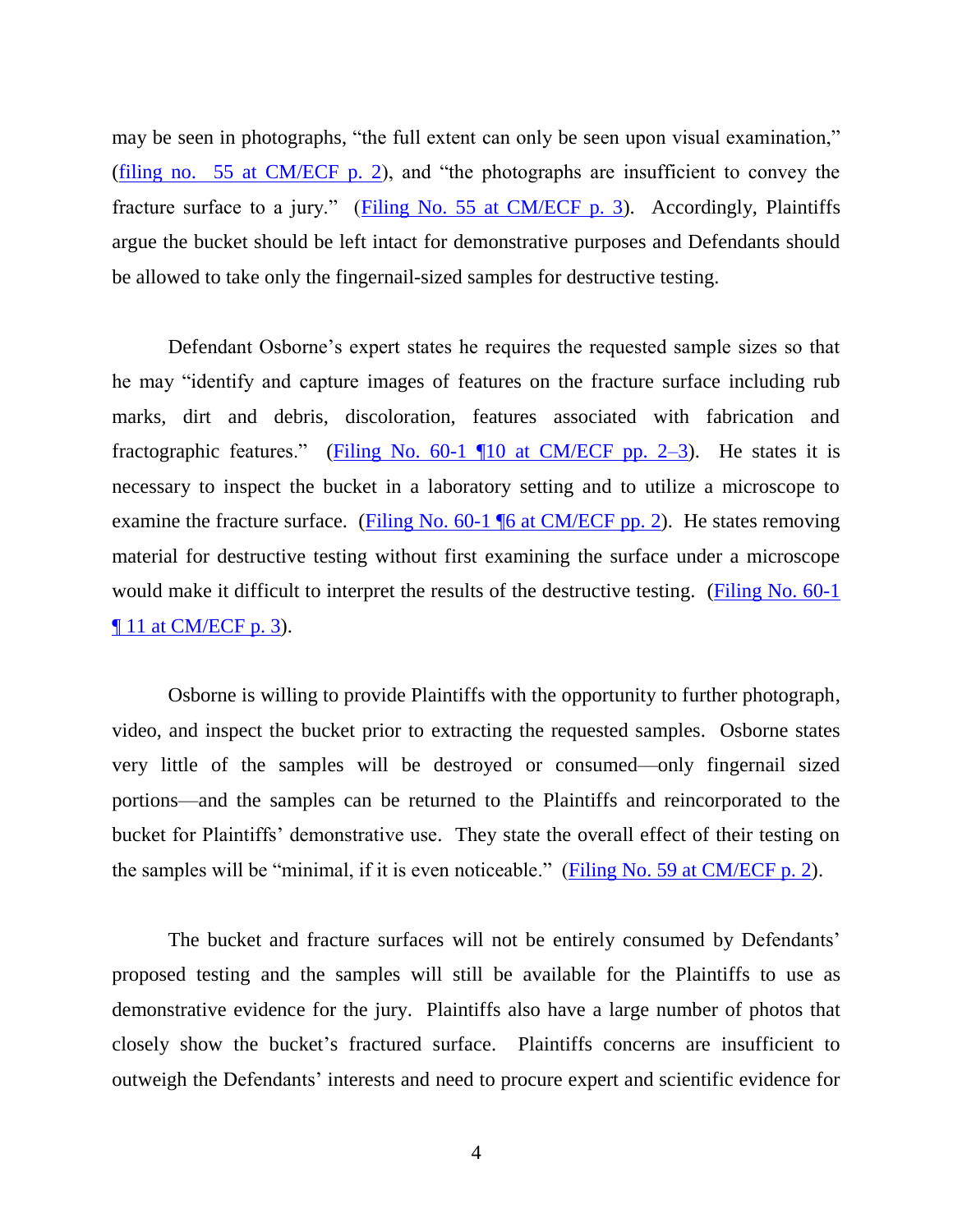may be seen in photographs, "the full extent can only be seen upon visual examination," (filing no. 55 at CM/ECF p. 2), and "the photographs are insufficient to convey the fracture surface to a jury." (Filing No. 55 at CM/ECF p. 3). Accordingly, Plaintiffs argue the bucket should be left intact for demonstrative purposes and Defendants should be allowed to take only the fingernail-sized samples for destructive testing.

Defendant Osborne's expert states he requires the requested sample sizes so that he may "identify and capture images of features on the fracture surface including rub marks, dirt and debris, discoloration, features associated with fabrication and fractographic features." (Filing No. 60-1 ¶10 at CM/ECF pp. 2–3). He states it is necessary to inspect the bucket in a laboratory setting and to utilize a microscope to examine the fracture surface. (Filing No. 60-1 ¶6 at CM/ECF pp. 2). He states removing material for destructive testing without first examining the surface under a microscope would make it difficult to interpret the results of the destructive testing. (Filing No. 60-1 ¶ 11 at CM/ECF p. 3).

Osborne is willing to provide Plaintiffs with the opportunity to further photograph, video, and inspect the bucket prior to extracting the requested samples. Osborne states very little of the samples will be destroyed or consumed—only fingernail sized portions—and the samples can be returned to the Plaintiffs and reincorporated to the bucket for Plaintiffs' demonstrative use. They state the overall effect of their testing on the samples will be "minimal, if it is even noticeable." (Filing No. 59 at CM/ECF p. 2).

The bucket and fracture surfaces will not be entirely consumed by Defendants' proposed testing and the samples will still be available for the Plaintiffs to use as demonstrative evidence for the jury. Plaintiffs also have a large number of photos that closely show the bucket's fractured surface. Plaintiffs concerns are insufficient to outweigh the Defendants' interests and need to procure expert and scientific evidence for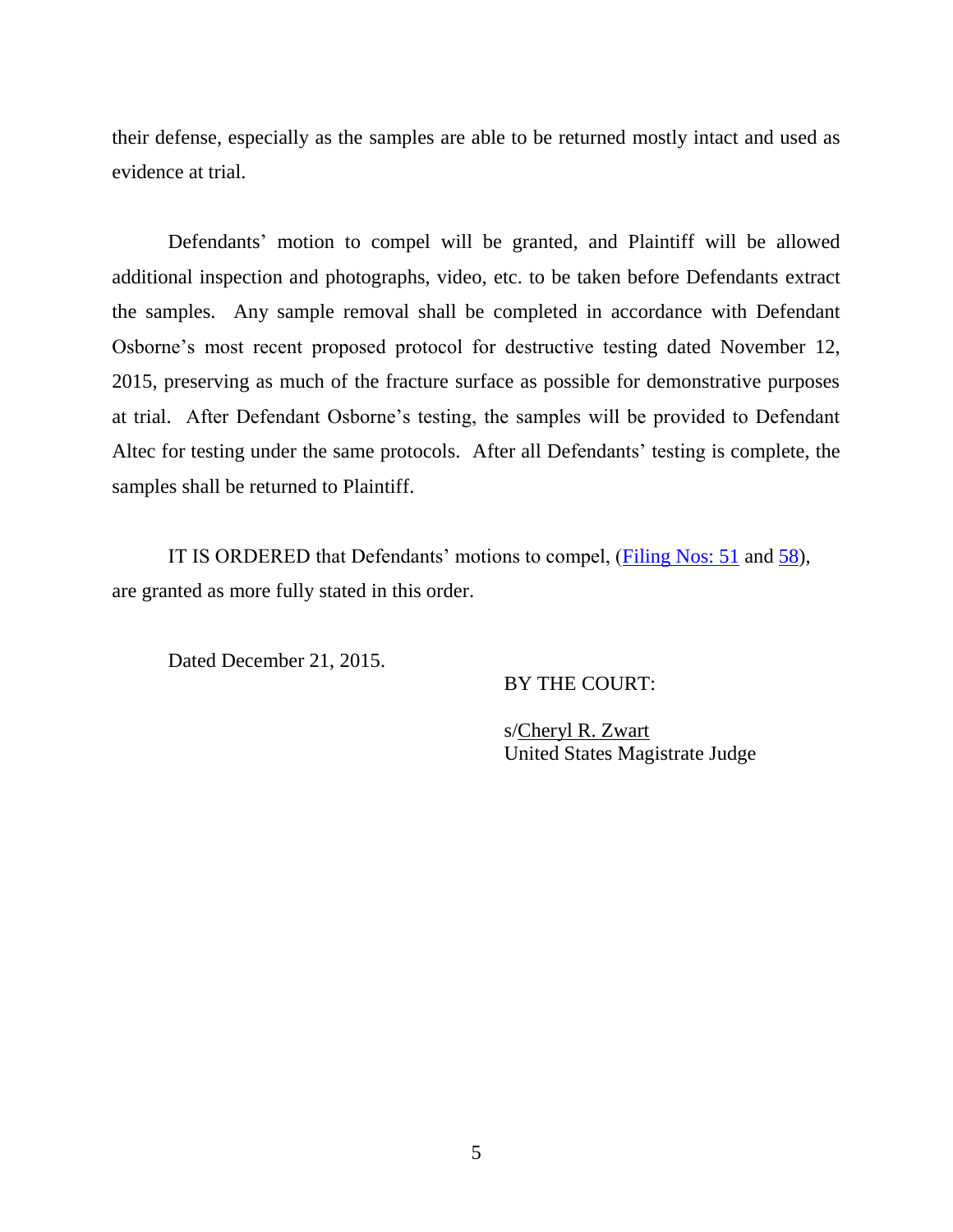their defense, especially as the samples are able to be returned mostly intact and used as evidence at trial.

Defendants' motion to compel will be granted, and Plaintiff will be allowed additional inspection and photographs, video, etc. to be taken before Defendants extract the samples. Any sample removal shall be completed in accordance with Defendant Osborne's most recent proposed protocol for destructive testing dated November 12, 2015, preserving as much of the fracture surface as possible for demonstrative purposes at trial. After Defendant Osborne's testing, the samples will be provided to Defendant Altec for testing under the same protocols. After all Defendants' testing is complete, the samples shall be returned to Plaintiff.

IT IS ORDERED that Defendants' motions to compel, (Filing Nos: 51 and 58), are granted as more fully stated in this order.

Dated December 21, 2015.

BY THE COURT:

s/Cheryl R. Zwart
United States Magistrate Judge